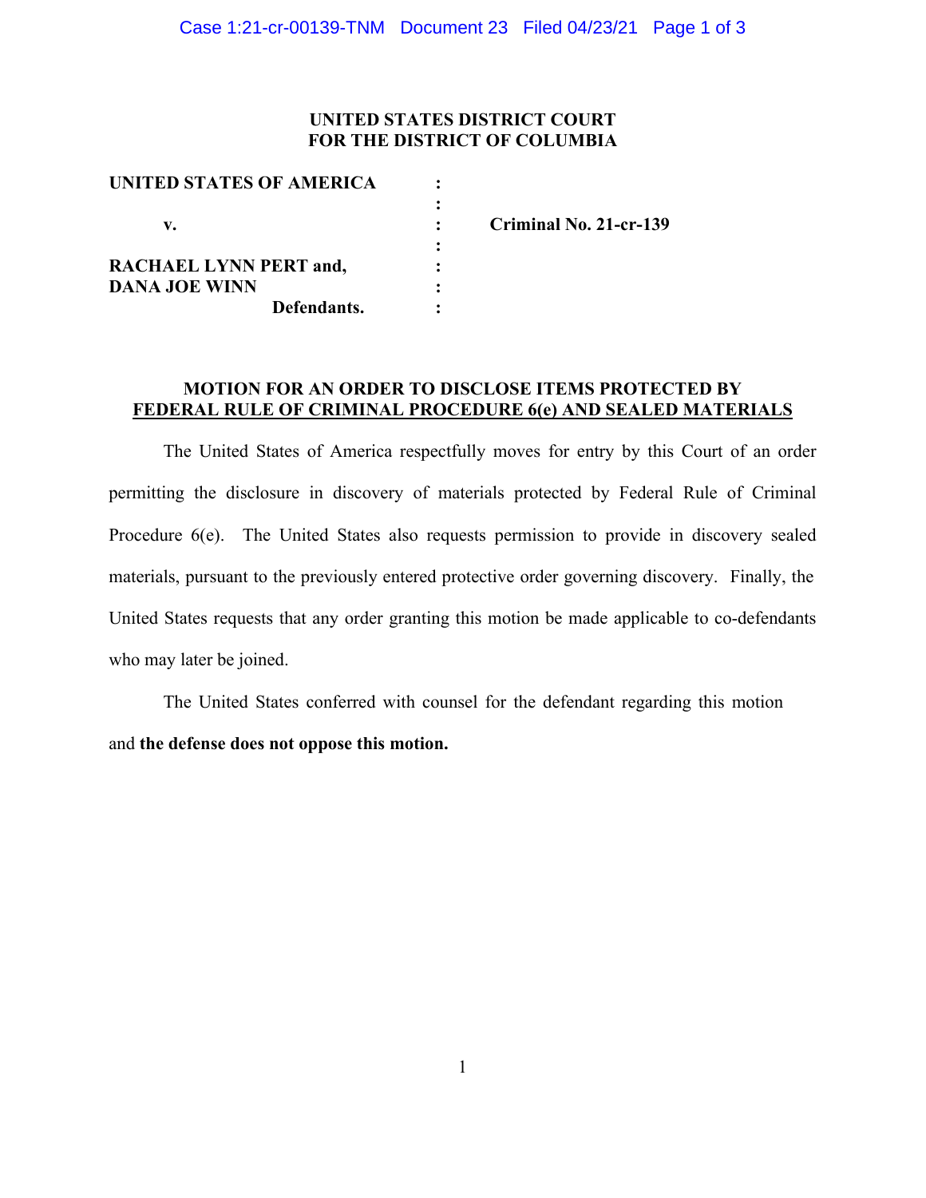**UNITED STATES DISTRICT COURT**
**FOR THE DISTRICT OF COLUMBIA**

| | | |
|---|---|---|
| **UNITED STATES OF AMERICA** | : | |
| | : | |
| **v.** | : | **Criminal No. 21-cr-139** |
| | : | |
| **RACHAEL LYNN PERT and,** | : | |
| **DANA JOE WINN** | : | |
| **Defendants.** | : | |

**MOTION FOR AN ORDER TO DISCLOSE ITEMS PROTECTED BY FEDERAL RULE OF CRIMINAL PROCEDURE 6(e) AND SEALED MATERIALS**

The United States of America respectfully moves for entry by this Court of an order permitting the disclosure in discovery of materials protected by Federal Rule of Criminal Procedure 6(e). The United States also requests permission to provide in discovery sealed materials, pursuant to the previously entered protective order governing discovery. Finally, the United States requests that any order granting this motion be made applicable to co-defendants who may later be joined.

The United States conferred with counsel for the defendant regarding this motion and **the defense does not oppose this motion.**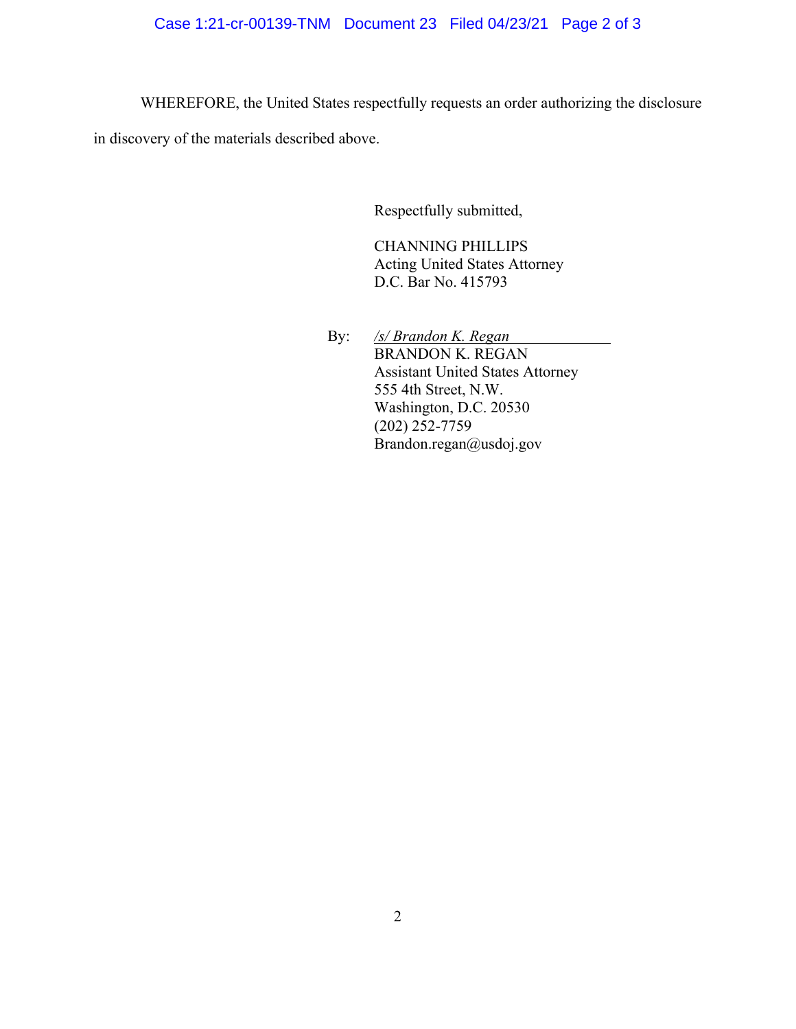WHEREFORE, the United States respectfully requests an order authorizing the disclosure in discovery of the materials described above.

Respectfully submitted,

CHANNING PHILLIPS
Acting United States Attorney
D.C. Bar No. 415793

By: */s/ Brandon K. Regan*
BRANDON K. REGAN
Assistant United States Attorney
555 4th Street, N.W.
Washington, D.C. 20530
(202) 252-7759
Brandon.regan@usdoj.gov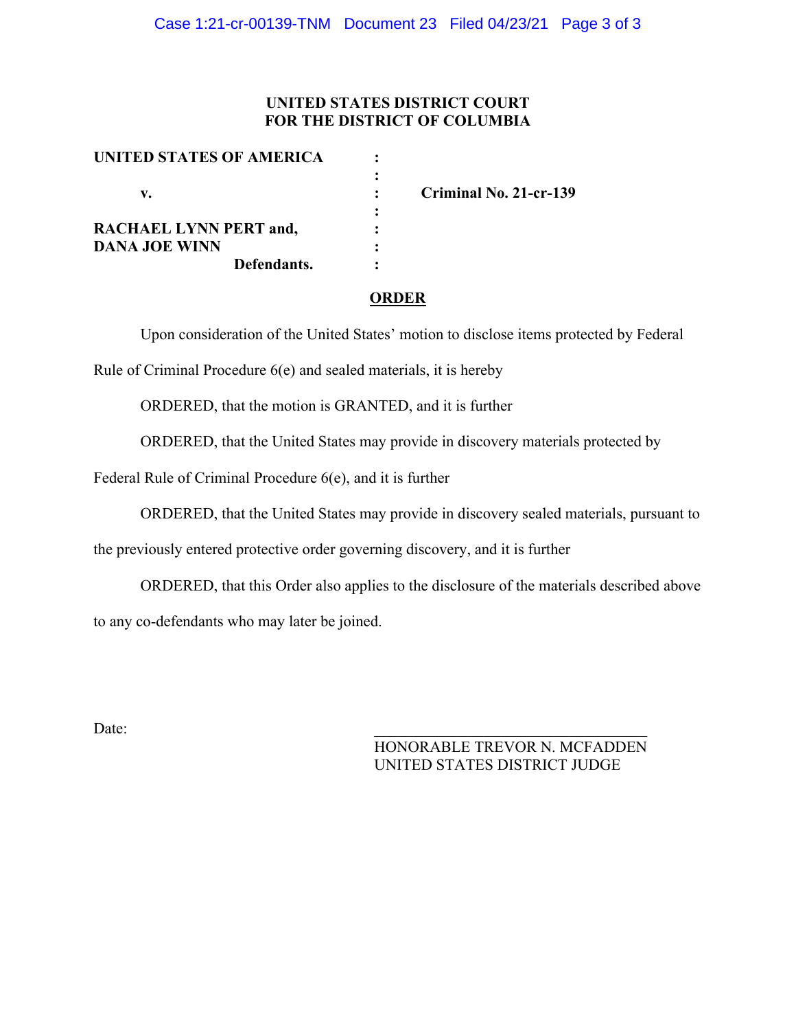**UNITED STATES DISTRICT COURT**
**FOR THE DISTRICT OF COLUMBIA**

| | | |
|---|---|---|
| **UNITED STATES OF AMERICA** | : | |
| | : | |
| **v.** | : | **Criminal No. 21-cr-139** |
| | : | |
| **RACHAEL LYNN PERT and,** | : | |
| **DANA JOE WINN** | : | |
| **Defendants.** | : | |

## ORDER

Upon consideration of the United States' motion to disclose items protected by Federal Rule of Criminal Procedure 6(e) and sealed materials, it is hereby

ORDERED, that the motion is GRANTED, and it is further

ORDERED, that the United States may provide in discovery materials protected by Federal Rule of Criminal Procedure 6(e), and it is further

ORDERED, that the United States may provide in discovery sealed materials, pursuant to the previously entered protective order governing discovery, and it is further

ORDERED, that this Order also applies to the disclosure of the materials described above to any co-defendants who may later be joined.

Date:

\_\_\_\_\_\_\_\_\_\_\_\_\_\_\_\_\_\_\_\_\_\_\_\_\_\_\_\_\_\_\_\_\_\_\_\_
HONORABLE TREVOR N. MCFADDEN
UNITED STATES DISTRICT JUDGE